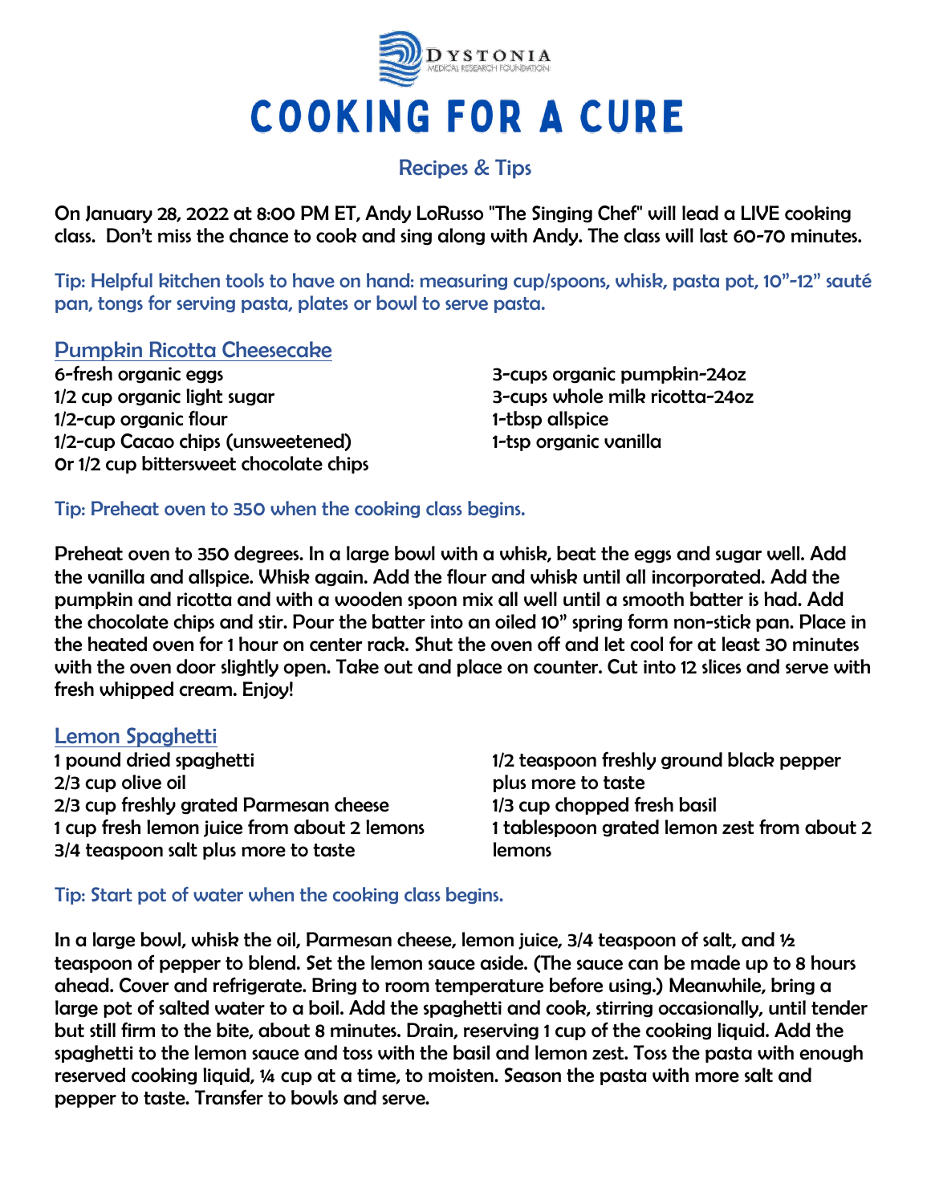DYSTONIA
MEDICAL RESEARCH FOUNDATION

# COOKING FOR A CURE

## Recipes & Tips

On January 28, 2022 at 8:00 PM ET, Andy LoRusso "The Singing Chef" will lead a LIVE cooking class. Don't miss the chance to cook and sing along with Andy. The class will last 60-70 minutes.

Tip: Helpful kitchen tools to have on hand: measuring cup/spoons, whisk, pasta pot, 10"-12" sauté pan, tongs for serving pasta, plates or bowl to serve pasta.

### Pumpkin Ricotta Cheesecake

6-fresh organic eggs
1/2 cup organic light sugar
1/2-cup organic flour
1/2-cup Cacao chips (unsweetened)
Or 1/2 cup bittersweet chocolate chips
3-cups organic pumpkin-24oz
3-cups whole milk ricotta-24oz
1-tbsp allspice
1-tsp organic vanilla

Tip: Preheat oven to 350 when the cooking class begins.

Preheat oven to 350 degrees. In a large bowl with a whisk, beat the eggs and sugar well. Add the vanilla and allspice. Whisk again. Add the flour and whisk until all incorporated. Add the pumpkin and ricotta and with a wooden spoon mix all well until a smooth batter is had. Add the chocolate chips and stir. Pour the batter into an oiled 10" spring form non-stick pan. Place in the heated oven for 1 hour on center rack. Shut the oven off and let cool for at least 30 minutes with the oven door slightly open. Take out and place on counter. Cut into 12 slices and serve with fresh whipped cream. Enjoy!

### Lemon Spaghetti

1 pound dried spaghetti
2/3 cup olive oil
2/3 cup freshly grated Parmesan cheese
1 cup fresh lemon juice from about 2 lemons
3/4 teaspoon salt plus more to taste
1/2 teaspoon freshly ground black pepper plus more to taste
1/3 cup chopped fresh basil
1 tablespoon grated lemon zest from about 2 lemons

Tip: Start pot of water when the cooking class begins.

In a large bowl, whisk the oil, Parmesan cheese, lemon juice, 3/4 teaspoon of salt, and ½ teaspoon of pepper to blend. Set the lemon sauce aside. (The sauce can be made up to 8 hours ahead. Cover and refrigerate. Bring to room temperature before using.) Meanwhile, bring a large pot of salted water to a boil. Add the spaghetti and cook, stirring occasionally, until tender but still firm to the bite, about 8 minutes. Drain, reserving 1 cup of the cooking liquid. Add the spaghetti to the lemon sauce and toss with the basil and lemon zest. Toss the pasta with enough reserved cooking liquid, ¼ cup at a time, to moisten. Season the pasta with more salt and pepper to taste. Transfer to bowls and serve.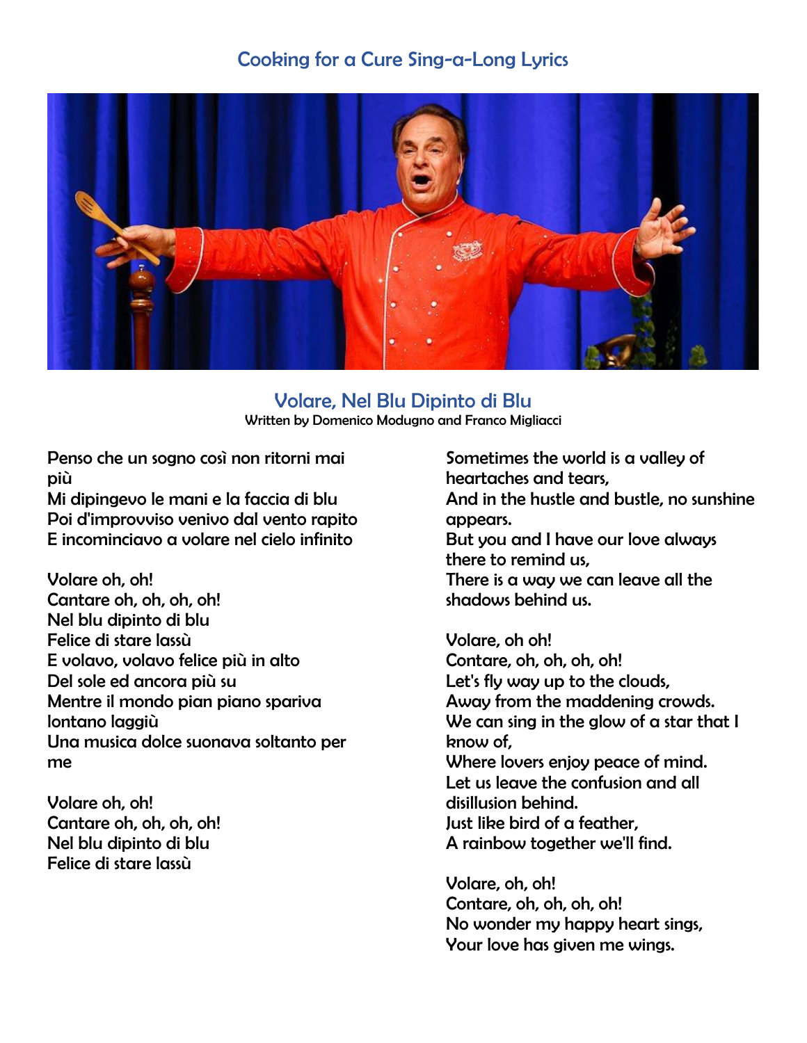# Cooking for a Cure Sing-a-Long Lyrics

## Volare, Nel Blu Dipinto di Blu

Written by Domenico Modugno and Franco Migliacci

Penso che un sogno così non ritorni mai più
Mi dipingevo le mani e la faccia di blu
Poi d'improvviso venivo dal vento rapito
E incominciavo a volare nel cielo infinito

Volare oh, oh!
Cantare oh, oh, oh, oh!
Nel blu dipinto di blu
Felice di stare lassù
E volavo, volavo felice più in alto
Del sole ed ancora più su
Mentre il mondo pian piano spariva lontano laggiù
Una musica dolce suonava soltanto per me

Volare oh, oh!
Cantare oh, oh, oh, oh!
Nel blu dipinto di blu
Felice di stare lassù

Sometimes the world is a valley of heartaches and tears,
And in the hustle and bustle, no sunshine appears.
But you and I have our love always there to remind us,
There is a way we can leave all the shadows behind us.

Volare, oh oh!
Contare, oh, oh, oh, oh!
Let's fly way up to the clouds,
Away from the maddening crowds.
We can sing in the glow of a star that I know of,
Where lovers enjoy peace of mind.
Let us leave the confusion and all disillusion behind.
Just like bird of a feather,
A rainbow together we'll find.

Volare, oh, oh!
Contare, oh, oh, oh, oh!
No wonder my happy heart sings,
Your love has given me wings.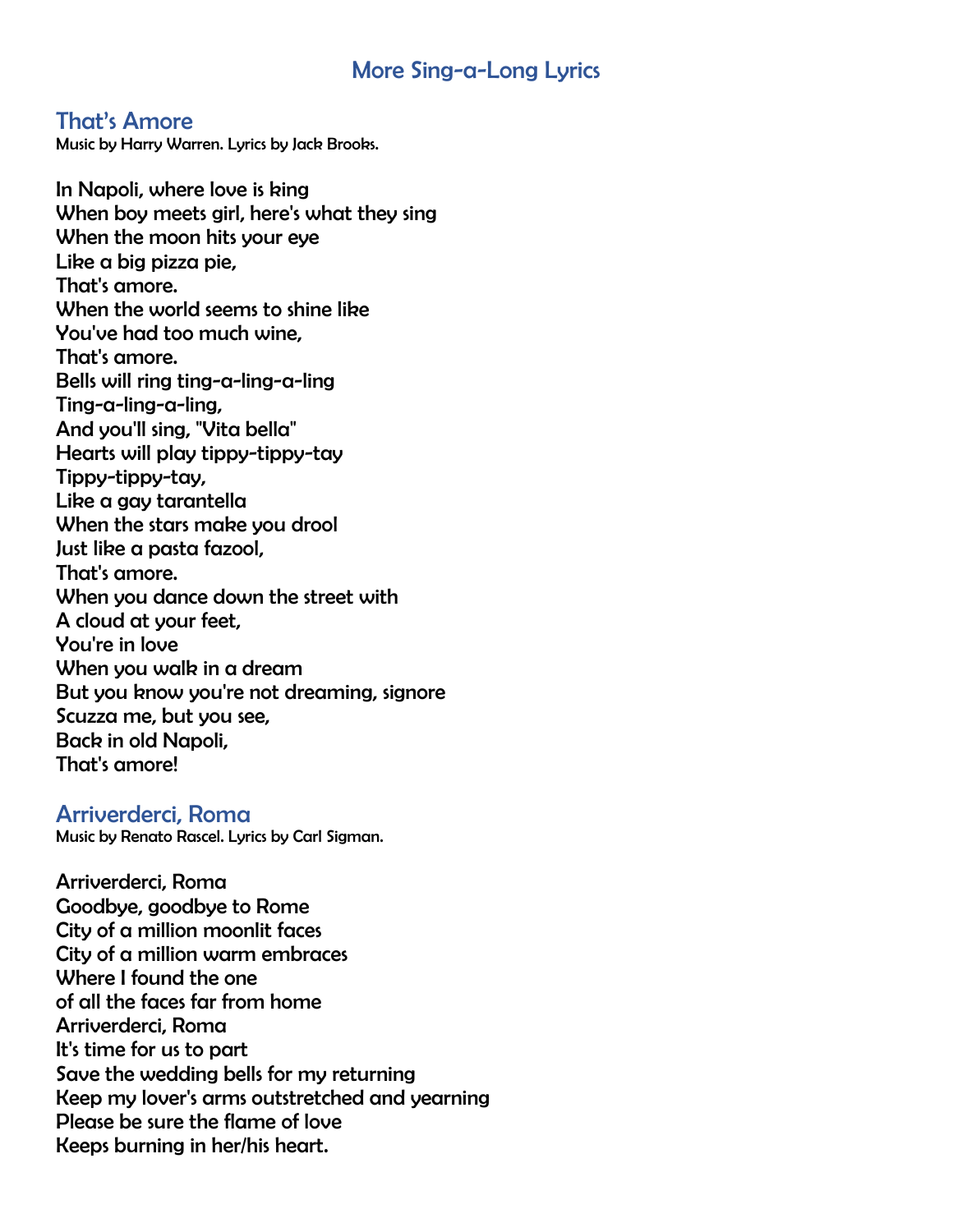# More Sing-a-Long Lyrics

## That's Amore

Music by Harry Warren. Lyrics by Jack Brooks.

In Napoli, where love is king
When boy meets girl, here's what they sing
When the moon hits your eye
Like a big pizza pie,
That's amore.
When the world seems to shine like
You've had too much wine,
That's amore.
Bells will ring ting-a-ling-a-ling
Ting-a-ling-a-ling,
And you'll sing, "Vita bella"
Hearts will play tippy-tippy-tay
Tippy-tippy-tay,
Like a gay tarantella
When the stars make you drool
Just like a pasta fazool,
That's amore.
When you dance down the street with
A cloud at your feet,
You're in love
When you walk in a dream
But you know you're not dreaming, signore
Scuzza me, but you see,
Back in old Napoli,
That's amore!

## Arriverderci, Roma

Music by Renato Rascel. Lyrics by Carl Sigman.

Arriverderci, Roma
Goodbye, goodbye to Rome
City of a million moonlit faces
City of a million warm embraces
Where I found the one
of all the faces far from home
Arriverderci, Roma
It's time for us to part
Save the wedding bells for my returning
Keep my lover's arms outstretched and yearning
Please be sure the flame of love
Keeps burning in her/his heart.